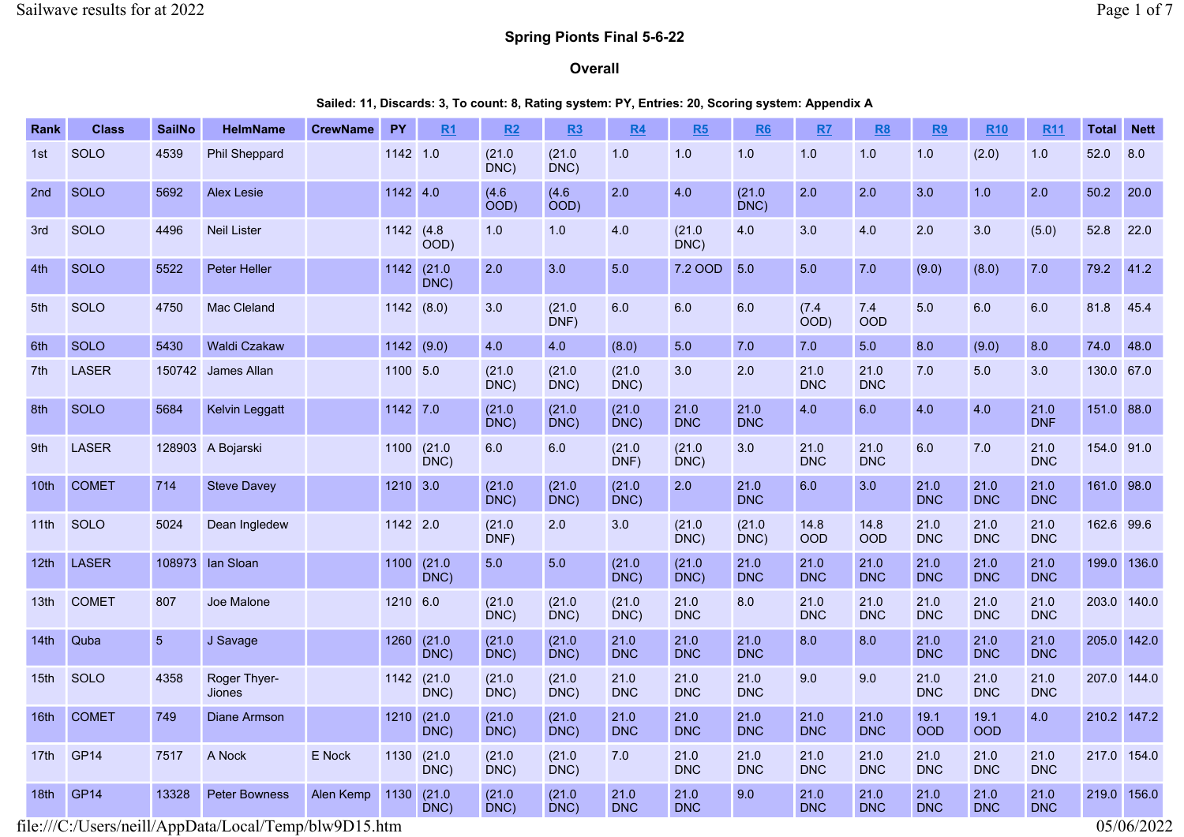## Spring Pionts Final 5-6-22

### Overall

**Sailed: 11, Discards: 3, To count: 8, Rating system: PY, Entries: 20, Scoring system: Appendix A**

| Rank | Class | SailNo | HelmName | CrewName | PY | R1 | R2 | R3 | R4 | R5 | R6 | R7 | R8 | R9 | R10 | R11 | Total | Nett |
|---|---|---|---|---|---|---|---|---|---|---|---|---|---|---|---|---|---|---|
| 1st | SOLO | 4539 | Phil Sheppard | | 1142 | 1.0 | (21.0 DNC) | (21.0 DNC) | 1.0 | 1.0 | 1.0 | 1.0 | 1.0 | 1.0 | (2.0) | 1.0 | 52.0 | 8.0 |
| 2nd | SOLO | 5692 | Alex Lesie | | 1142 | 4.0 | (4.6 OOD) | (4.6 OOD) | 2.0 | 4.0 | (21.0 DNC) | 2.0 | 2.0 | 3.0 | 1.0 | 2.0 | 50.2 | 20.0 |
| 3rd | SOLO | 4496 | Neil Lister | | 1142 | (4.8 OOD) | 1.0 | 1.0 | 4.0 | (21.0 DNC) | 4.0 | 3.0 | 4.0 | 2.0 | 3.0 | (5.0) | 52.8 | 22.0 |
| 4th | SOLO | 5522 | Peter Heller | | 1142 | (21.0 DNC) | 2.0 | 3.0 | 5.0 | 7.2 OOD | 5.0 | 5.0 | 7.0 | (9.0) | (8.0) | 7.0 | 79.2 | 41.2 |
| 5th | SOLO | 4750 | Mac Cleland | | 1142 | (8.0) | 3.0 | (21.0 DNF) | 6.0 | 6.0 | 6.0 | (7.4 OOD) | 7.4 OOD | 5.0 | 6.0 | 6.0 | 81.8 | 45.4 |
| 6th | SOLO | 5430 | Waldi Czakaw | | 1142 | (9.0) | 4.0 | 4.0 | (8.0) | 5.0 | 7.0 | 7.0 | 5.0 | 8.0 | (9.0) | 8.0 | 74.0 | 48.0 |
| 7th | LASER | 150742 | James Allan | | 1100 | 5.0 | (21.0 DNC) | (21.0 DNC) | (21.0 DNC) | 3.0 | 2.0 | 21.0 DNC | 21.0 DNC | 7.0 | 5.0 | 3.0 | 130.0 | 67.0 |
| 8th | SOLO | 5684 | Kelvin Leggatt | | 1142 | 7.0 | (21.0 DNC) | (21.0 DNC) | (21.0 DNC) | 21.0 DNC | 21.0 DNC | 4.0 | 6.0 | 4.0 | 4.0 | 21.0 DNF | 151.0 | 88.0 |
| 9th | LASER | 128903 | A Bojarski | | 1100 | (21.0 DNC) | 6.0 | 6.0 | (21.0 DNF) | (21.0 DNC) | 3.0 | 21.0 DNC | 21.0 DNC | 6.0 | 7.0 | 21.0 DNC | 154.0 | 91.0 |
| 10th | COMET | 714 | Steve Davey | | 1210 | 3.0 | (21.0 DNC) | (21.0 DNC) | (21.0 DNC) | 2.0 | 21.0 DNC | 6.0 | 3.0 | 21.0 DNC | 21.0 DNC | 21.0 DNC | 161.0 | 98.0 |
| 11th | SOLO | 5024 | Dean Ingledew | | 1142 | 2.0 | (21.0 DNF) | 2.0 | 3.0 | (21.0 DNC) | (21.0 DNC) | 14.8 OOD | 14.8 OOD | 21.0 DNC | 21.0 DNC | 21.0 DNC | 162.6 | 99.6 |
| 12th | LASER | 108973 | Ian Sloan | | 1100 | (21.0 DNC) | 5.0 | 5.0 | (21.0 DNC) | (21.0 DNC) | 21.0 DNC | 21.0 DNC | 21.0 DNC | 21.0 DNC | 21.0 DNC | 21.0 DNC | 199.0 | 136.0 |
| 13th | COMET | 807 | Joe Malone | | 1210 | 6.0 | (21.0 DNC) | (21.0 DNC) | (21.0 DNC) | 21.0 DNC | 8.0 | 21.0 DNC | 21.0 DNC | 21.0 DNC | 21.0 DNC | 21.0 DNC | 203.0 | 140.0 |
| 14th | Quba | 5 | J Savage | | 1260 | (21.0 DNC) | (21.0 DNC) | (21.0 DNC) | 21.0 DNC | 21.0 DNC | 21.0 DNC | 8.0 | 8.0 | 21.0 DNC | 21.0 DNC | 21.0 DNC | 205.0 | 142.0 |
| 15th | SOLO | 4358 | Roger Thyer-Jiones | | 1142 | (21.0 DNC) | (21.0 DNC) | (21.0 DNC) | 21.0 DNC | 21.0 DNC | 21.0 DNC | 9.0 | 9.0 | 21.0 DNC | 21.0 DNC | 21.0 DNC | 207.0 | 144.0 |
| 16th | COMET | 749 | Diane Armson | | 1210 | (21.0 DNC) | (21.0 DNC) | (21.0 DNC) | 21.0 DNC | 21.0 DNC | 21.0 DNC | 21.0 DNC | 21.0 DNC | 19.1 OOD | 19.1 OOD | 4.0 | 210.2 | 147.2 |
| 17th | GP14 | 7517 | A Nock | E Nock | 1130 | (21.0 DNC) | (21.0 DNC) | (21.0 DNC) | 7.0 | 21.0 DNC | 21.0 DNC | 21.0 DNC | 21.0 DNC | 21.0 DNC | 21.0 DNC | 21.0 DNC | 217.0 | 154.0 |
| 18th | GP14 | 13328 | Peter Bowness | Alen Kemp | 1130 | (21.0 DNC) | (21.0 DNC) | (21.0 DNC) | 21.0 DNC | 21.0 DNC | 9.0 | 21.0 DNC | 21.0 DNC | 21.0 DNC | 21.0 DNC | 21.0 DNC | 219.0 | 156.0 |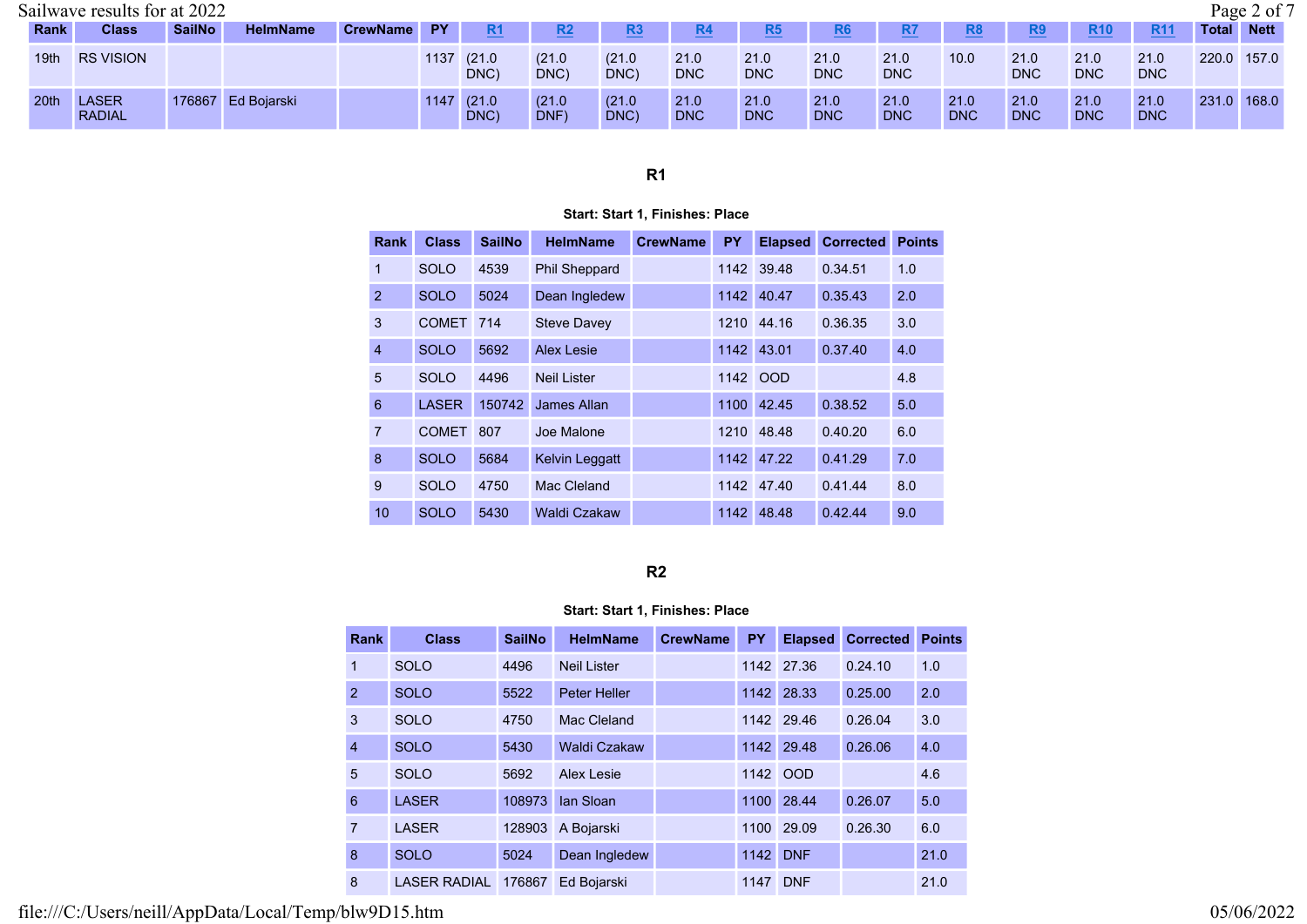| Rank | Class | SailNo | HelmName | CrewName | PY | R1 | R2 | R3 | R4 | R5 | R6 | R7 | R8 | R9 | R10 | R11 | Total | Nett |
|---|---|---|---|---|---|---|---|---|---|---|---|---|---|---|---|---|---|---|
| 19th | RS VISION | | | | 1137 | (21.0 DNC) | (21.0 DNC) | (21.0 DNC) | 21.0 DNC | 21.0 DNC | 21.0 DNC | 21.0 DNC | 10.0 | 21.0 DNC | 21.0 DNC | 21.0 DNC | 220.0 | 157.0 |
| 20th | LASER RADIAL | 176867 | Ed Bojarski | | 1147 | (21.0 DNC) | (21.0 DNF) | (21.0 DNC) | 21.0 DNC | 21.0 DNC | 21.0 DNC | 21.0 DNC | 21.0 DNC | 21.0 DNC | 21.0 DNC | 21.0 DNC | 231.0 | 168.0 |

## R1

**Start: Start 1, Finishes: Place**

| Rank | Class | SailNo | HelmName | CrewName | PY | Elapsed | Corrected | Points |
|---|---|---|---|---|---|---|---|---|
| 1 | SOLO | 4539 | Phil Sheppard | | 1142 | 39.48 | 0.34.51 | 1.0 |
| 2 | SOLO | 5024 | Dean Ingledew | | 1142 | 40.47 | 0.35.43 | 2.0 |
| 3 | COMET | 714 | Steve Davey | | 1210 | 44.16 | 0.36.35 | 3.0 |
| 4 | SOLO | 5692 | Alex Lesie | | 1142 | 43.01 | 0.37.40 | 4.0 |
| 5 | SOLO | 4496 | Neil Lister | | 1142 | OOD | | 4.8 |
| 6 | LASER | 150742 | James Allan | | 1100 | 42.45 | 0.38.52 | 5.0 |
| 7 | COMET | 807 | Joe Malone | | 1210 | 48.48 | 0.40.20 | 6.0 |
| 8 | SOLO | 5684 | Kelvin Leggatt | | 1142 | 47.22 | 0.41.29 | 7.0 |
| 9 | SOLO | 4750 | Mac Cleland | | 1142 | 47.40 | 0.41.44 | 8.0 |
| 10 | SOLO | 5430 | Waldi Czakaw | | 1142 | 48.48 | 0.42.44 | 9.0 |

## R2

**Start: Start 1, Finishes: Place**

| Rank | Class | SailNo | HelmName | CrewName | PY | Elapsed | Corrected | Points |
|---|---|---|---|---|---|---|---|---|
| 1 | SOLO | 4496 | Neil Lister | | 1142 | 27.36 | 0.24.10 | 1.0 |
| 2 | SOLO | 5522 | Peter Heller | | 1142 | 28.33 | 0.25.00 | 2.0 |
| 3 | SOLO | 4750 | Mac Cleland | | 1142 | 29.46 | 0.26.04 | 3.0 |
| 4 | SOLO | 5430 | Waldi Czakaw | | 1142 | 29.48 | 0.26.06 | 4.0 |
| 5 | SOLO | 5692 | Alex Lesie | | 1142 | OOD | | 4.6 |
| 6 | LASER | 108973 | Ian Sloan | | 1100 | 28.44 | 0.26.07 | 5.0 |
| 7 | LASER | 128903 | A Bojarski | | 1100 | 29.09 | 0.26.30 | 6.0 |
| 8 | SOLO | 5024 | Dean Ingledew | | 1142 | DNF | | 21.0 |
| 8 | LASER RADIAL | 176867 | Ed Bojarski | | 1147 | DNF | | 21.0 |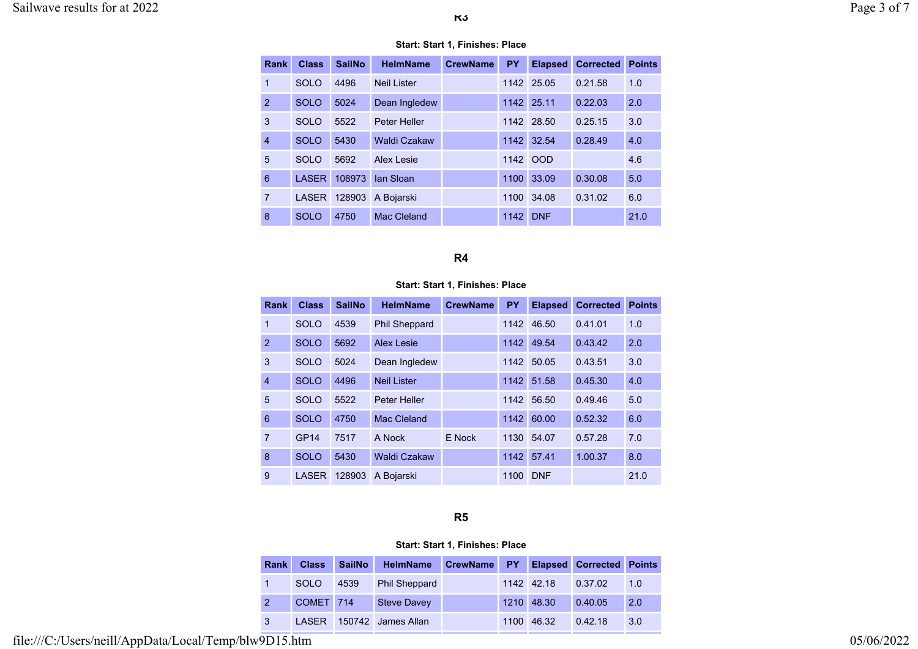### R3

**Start: Start 1, Finishes: Place**

| Rank | Class | SailNo | HelmName | CrewName | PY | Elapsed | Corrected | Points |
|---|---|---|---|---|---|---|---|---|
| 1 | SOLO | 4496 | Neil Lister | | 1142 | 25.05 | 0.21.58 | 1.0 |
| 2 | SOLO | 5024 | Dean Ingledew | | 1142 | 25.11 | 0.22.03 | 2.0 |
| 3 | SOLO | 5522 | Peter Heller | | 1142 | 28.50 | 0.25.15 | 3.0 |
| 4 | SOLO | 5430 | Waldi Czakaw | | 1142 | 32.54 | 0.28.49 | 4.0 |
| 5 | SOLO | 5692 | Alex Lesie | | 1142 | OOD | | 4.6 |
| 6 | LASER | 108973 | Ian Sloan | | 1100 | 33.09 | 0.30.08 | 5.0 |
| 7 | LASER | 128903 | A Bojarski | | 1100 | 34.08 | 0.31.02 | 6.0 |
| 8 | SOLO | 4750 | Mac Cleland | | 1142 | DNF | | 21.0 |

### R4

**Start: Start 1, Finishes: Place**

| Rank | Class | SailNo | HelmName | CrewName | PY | Elapsed | Corrected | Points |
|---|---|---|---|---|---|---|---|---|
| 1 | SOLO | 4539 | Phil Sheppard | | 1142 | 46.50 | 0.41.01 | 1.0 |
| 2 | SOLO | 5692 | Alex Lesie | | 1142 | 49.54 | 0.43.42 | 2.0 |
| 3 | SOLO | 5024 | Dean Ingledew | | 1142 | 50.05 | 0.43.51 | 3.0 |
| 4 | SOLO | 4496 | Neil Lister | | 1142 | 51.58 | 0.45.30 | 4.0 |
| 5 | SOLO | 5522 | Peter Heller | | 1142 | 56.50 | 0.49.46 | 5.0 |
| 6 | SOLO | 4750 | Mac Cleland | | 1142 | 60.00 | 0.52.32 | 6.0 |
| 7 | GP14 | 7517 | A Nock | E Nock | 1130 | 54.07 | 0.57.28 | 7.0 |
| 8 | SOLO | 5430 | Waldi Czakaw | | 1142 | 57.41 | 1.00.37 | 8.0 |
| 9 | LASER | 128903 | A Bojarski | | 1100 | DNF | | 21.0 |

### R5

**Start: Start 1, Finishes: Place**

| Rank | Class | SailNo | HelmName | CrewName | PY | Elapsed | Corrected | Points |
|---|---|---|---|---|---|---|---|---|
| 1 | SOLO | 4539 | Phil Sheppard | | 1142 | 42.18 | 0.37.02 | 1.0 |
| 2 | COMET | 714 | Steve Davey | | 1210 | 48.30 | 0.40.05 | 2.0 |
| 3 | LASER | 150742 | James Allan | | 1100 | 46.32 | 0.42.18 | 3.0 |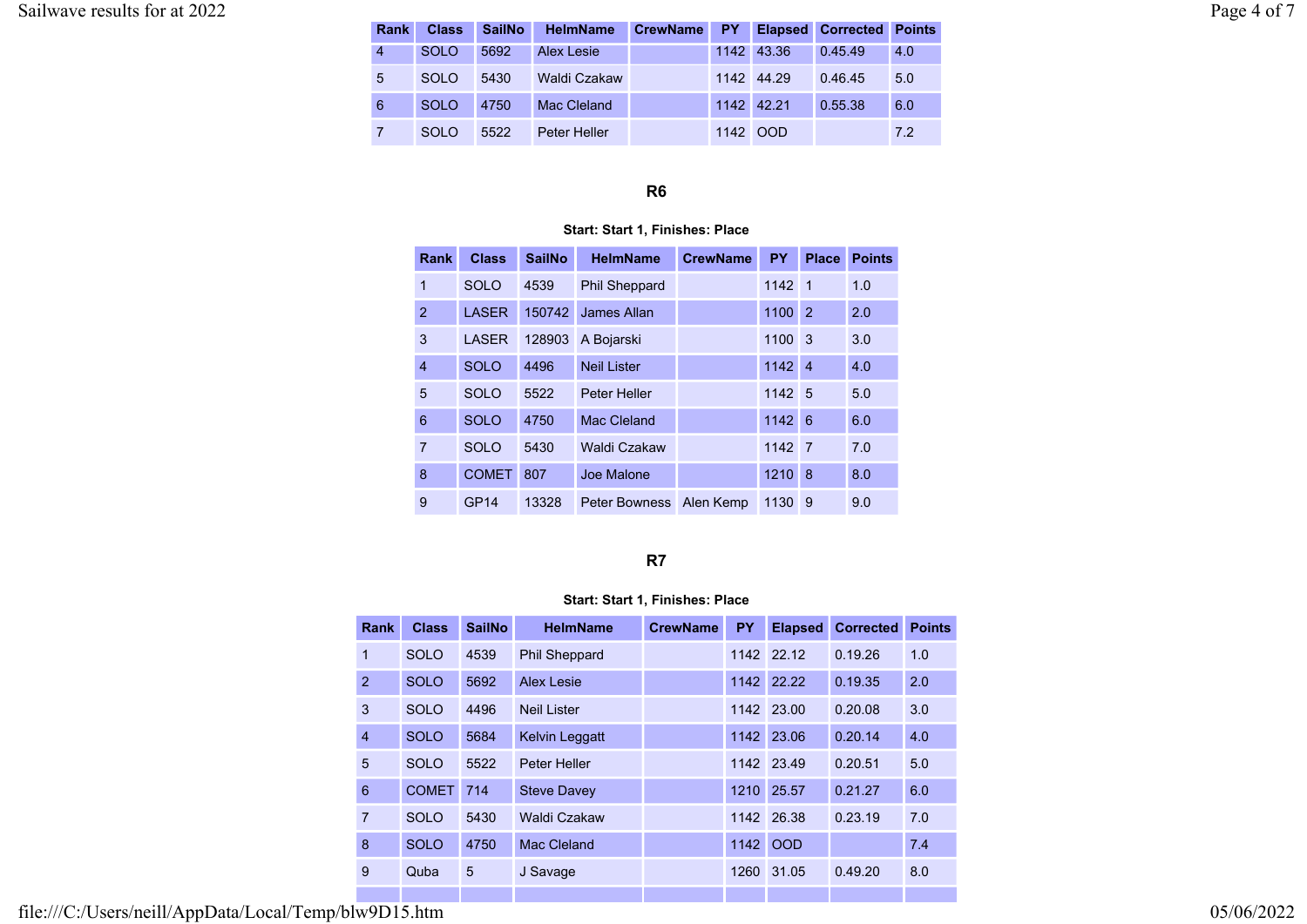| Rank | Class | SailNo | HelmName | CrewName | PY | Elapsed | Corrected | Points |
|---|---|---|---|---|---|---|---|---|
| 4 | SOLO | 5692 | Alex Lesie | | 1142 | 43.36 | 0.45.49 | 4.0 |
| 5 | SOLO | 5430 | Waldi Czakaw | | 1142 | 44.29 | 0.46.45 | 5.0 |
| 6 | SOLO | 4750 | Mac Cleland | | 1142 | 42.21 | 0.55.38 | 6.0 |
| 7 | SOLO | 5522 | Peter Heller | | 1142 | OOD | | 7.2 |

### R6

**Start: Start 1, Finishes: Place**

| Rank | Class | SailNo | HelmName | CrewName | PY | Place | Points |
|---|---|---|---|---|---|---|---|
| 1 | SOLO | 4539 | Phil Sheppard | | 1142 | 1 | 1.0 |
| 2 | LASER | 150742 | James Allan | | 1100 | 2 | 2.0 |
| 3 | LASER | 128903 | A Bojarski | | 1100 | 3 | 3.0 |
| 4 | SOLO | 4496 | Neil Lister | | 1142 | 4 | 4.0 |
| 5 | SOLO | 5522 | Peter Heller | | 1142 | 5 | 5.0 |
| 6 | SOLO | 4750 | Mac Cleland | | 1142 | 6 | 6.0 |
| 7 | SOLO | 5430 | Waldi Czakaw | | 1142 | 7 | 7.0 |
| 8 | COMET | 807 | Joe Malone | | 1210 | 8 | 8.0 |
| 9 | GP14 | 13328 | Peter Bowness | Alen Kemp | 1130 | 9 | 9.0 |

### R7

**Start: Start 1, Finishes: Place**

| Rank | Class | SailNo | HelmName | CrewName | PY | Elapsed | Corrected | Points |
|---|---|---|---|---|---|---|---|---|
| 1 | SOLO | 4539 | Phil Sheppard | | 1142 | 22.12 | 0.19.26 | 1.0 |
| 2 | SOLO | 5692 | Alex Lesie | | 1142 | 22.22 | 0.19.35 | 2.0 |
| 3 | SOLO | 4496 | Neil Lister | | 1142 | 23.00 | 0.20.08 | 3.0 |
| 4 | SOLO | 5684 | Kelvin Leggatt | | 1142 | 23.06 | 0.20.14 | 4.0 |
| 5 | SOLO | 5522 | Peter Heller | | 1142 | 23.49 | 0.20.51 | 5.0 |
| 6 | COMET | 714 | Steve Davey | | 1210 | 25.57 | 0.21.27 | 6.0 |
| 7 | SOLO | 5430 | Waldi Czakaw | | 1142 | 26.38 | 0.23.19 | 7.0 |
| 8 | SOLO | 4750 | Mac Cleland | | 1142 | OOD | | 7.4 |
| 9 | Quba | 5 | J Savage | | 1260 | 31.05 | 0.49.20 | 8.0 |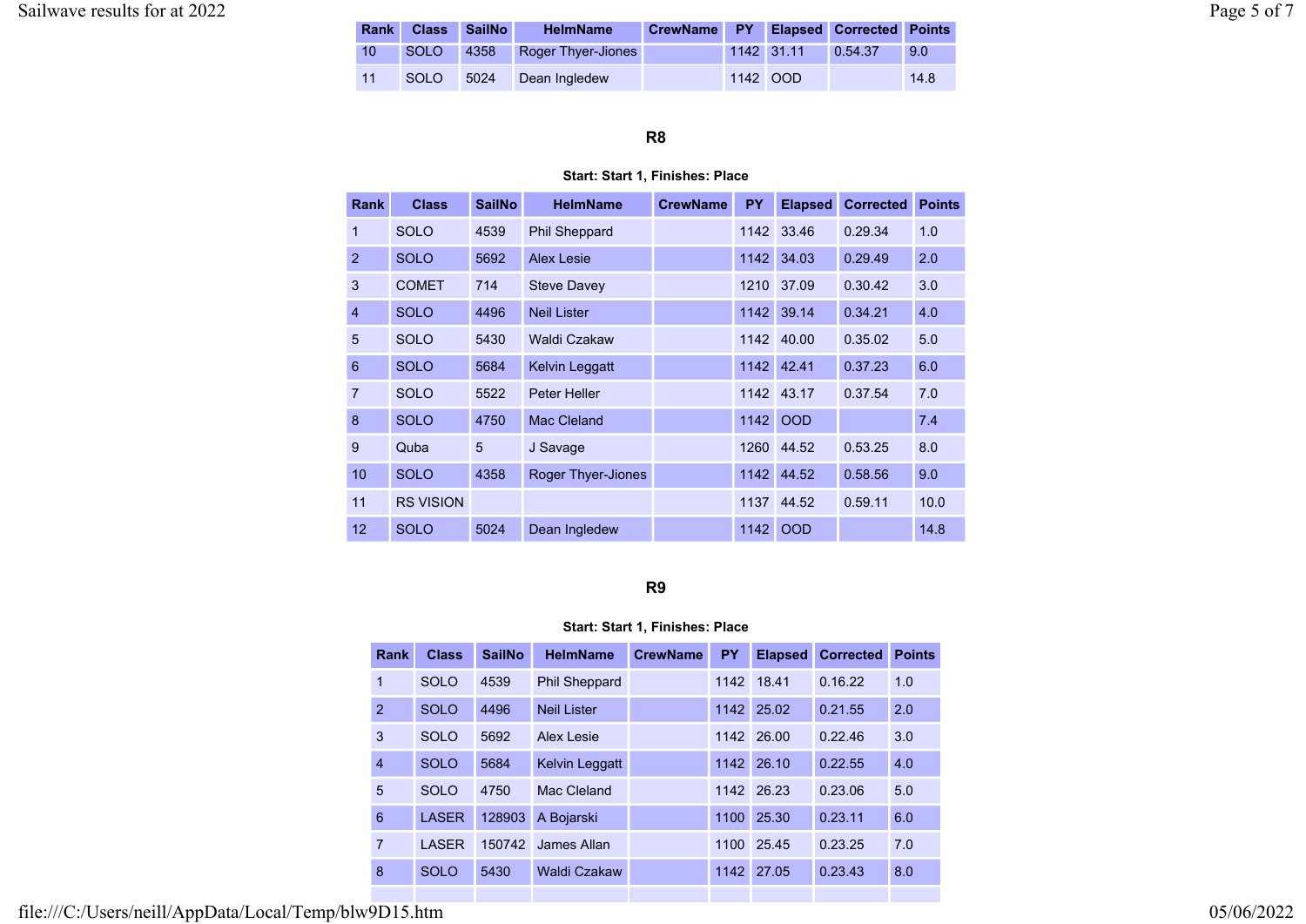| Rank | Class | SailNo | HelmName | CrewName | PY | Elapsed | Corrected | Points |
|---|---|---|---|---|---|---|---|---|
| 10 | SOLO | 4358 | Roger Thyer-Jiones | | 1142 | 31.11 | 0.54.37 | 9.0 |
| 11 | SOLO | 5024 | Dean Ingledew | | 1142 | OOD | | 14.8 |

## R8

**Start: Start 1, Finishes: Place**

| Rank | Class | SailNo | HelmName | CrewName | PY | Elapsed | Corrected | Points |
|---|---|---|---|---|---|---|---|---|
| 1 | SOLO | 4539 | Phil Sheppard | | 1142 | 33.46 | 0.29.34 | 1.0 |
| 2 | SOLO | 5692 | Alex Lesie | | 1142 | 34.03 | 0.29.49 | 2.0 |
| 3 | COMET | 714 | Steve Davey | | 1210 | 37.09 | 0.30.42 | 3.0 |
| 4 | SOLO | 4496 | Neil Lister | | 1142 | 39.14 | 0.34.21 | 4.0 |
| 5 | SOLO | 5430 | Waldi Czakaw | | 1142 | 40.00 | 0.35.02 | 5.0 |
| 6 | SOLO | 5684 | Kelvin Leggatt | | 1142 | 42.41 | 0.37.23 | 6.0 |
| 7 | SOLO | 5522 | Peter Heller | | 1142 | 43.17 | 0.37.54 | 7.0 |
| 8 | SOLO | 4750 | Mac Cleland | | 1142 | OOD | | 7.4 |
| 9 | Quba | 5 | J Savage | | 1260 | 44.52 | 0.53.25 | 8.0 |
| 10 | SOLO | 4358 | Roger Thyer-Jiones | | 1142 | 44.52 | 0.58.56 | 9.0 |
| 11 | RS VISION | | | | 1137 | 44.52 | 0.59.11 | 10.0 |
| 12 | SOLO | 5024 | Dean Ingledew | | 1142 | OOD | | 14.8 |

## R9

**Start: Start 1, Finishes: Place**

| Rank | Class | SailNo | HelmName | CrewName | PY | Elapsed | Corrected | Points |
|---|---|---|---|---|---|---|---|---|
| 1 | SOLO | 4539 | Phil Sheppard | | 1142 | 18.41 | 0.16.22 | 1.0 |
| 2 | SOLO | 4496 | Neil Lister | | 1142 | 25.02 | 0.21.55 | 2.0 |
| 3 | SOLO | 5692 | Alex Lesie | | 1142 | 26.00 | 0.22.46 | 3.0 |
| 4 | SOLO | 5684 | Kelvin Leggatt | | 1142 | 26.10 | 0.22.55 | 4.0 |
| 5 | SOLO | 4750 | Mac Cleland | | 1142 | 26.23 | 0.23.06 | 5.0 |
| 6 | LASER | 128903 | A Bojarski | | 1100 | 25.30 | 0.23.11 | 6.0 |
| 7 | LASER | 150742 | James Allan | | 1100 | 25.45 | 0.23.25 | 7.0 |
| 8 | SOLO | 5430 | Waldi Czakaw | | 1142 | 27.05 | 0.23.43 | 8.0 |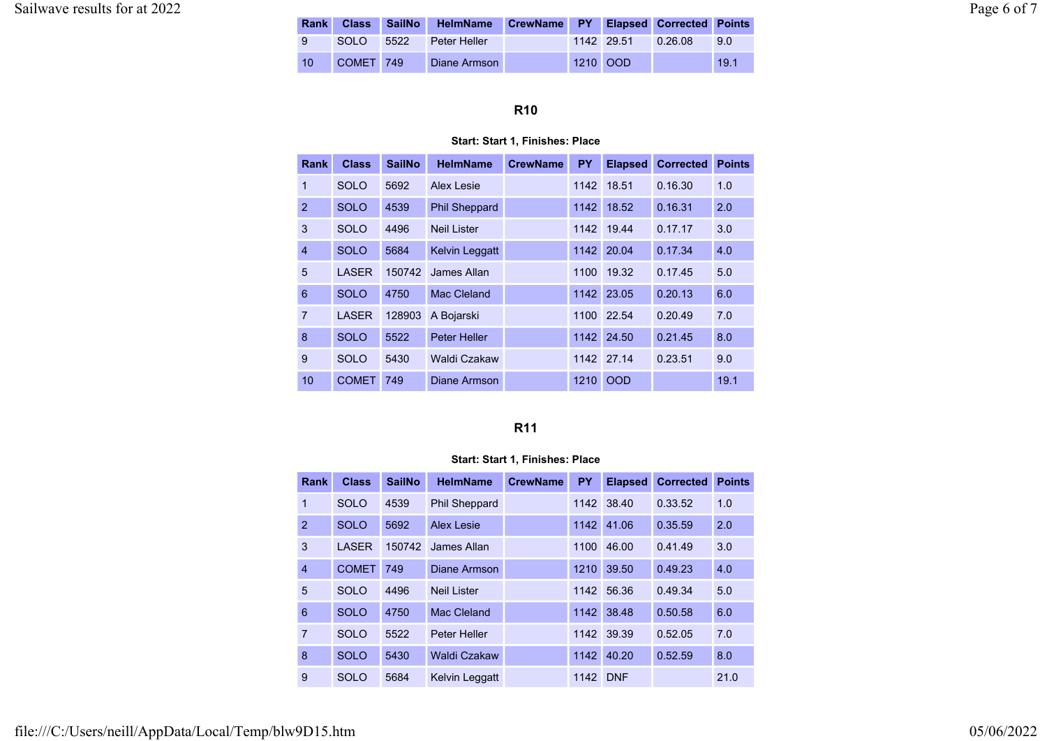| Rank | Class | SailNo | HelmName | CrewName | PY | Elapsed | Corrected | Points |
|---|---|---|---|---|---|---|---|---|
| 9 | SOLO | 5522 | Peter Heller | | 1142 | 29.51 | 0.26.08 | 9.0 |
| 10 | COMET | 749 | Diane Armson | | 1210 | OOD | | 19.1 |

## R10

**Start: Start 1, Finishes: Place**

| Rank | Class | SailNo | HelmName | CrewName | PY | Elapsed | Corrected | Points |
|---|---|---|---|---|---|---|---|---|
| 1 | SOLO | 5692 | Alex Lesie | | 1142 | 18.51 | 0.16.30 | 1.0 |
| 2 | SOLO | 4539 | Phil Sheppard | | 1142 | 18.52 | 0.16.31 | 2.0 |
| 3 | SOLO | 4496 | Neil Lister | | 1142 | 19.44 | 0.17.17 | 3.0 |
| 4 | SOLO | 5684 | Kelvin Leggatt | | 1142 | 20.04 | 0.17.34 | 4.0 |
| 5 | LASER | 150742 | James Allan | | 1100 | 19.32 | 0.17.45 | 5.0 |
| 6 | SOLO | 4750 | Mac Cleland | | 1142 | 23.05 | 0.20.13 | 6.0 |
| 7 | LASER | 128903 | A Bojarski | | 1100 | 22.54 | 0.20.49 | 7.0 |
| 8 | SOLO | 5522 | Peter Heller | | 1142 | 24.50 | 0.21.45 | 8.0 |
| 9 | SOLO | 5430 | Waldi Czakaw | | 1142 | 27.14 | 0.23.51 | 9.0 |
| 10 | COMET | 749 | Diane Armson | | 1210 | OOD | | 19.1 |

## R11

**Start: Start 1, Finishes: Place**

| Rank | Class | SailNo | HelmName | CrewName | PY | Elapsed | Corrected | Points |
|---|---|---|---|---|---|---|---|---|
| 1 | SOLO | 4539 | Phil Sheppard | | 1142 | 38.40 | 0.33.52 | 1.0 |
| 2 | SOLO | 5692 | Alex Lesie | | 1142 | 41.06 | 0.35.59 | 2.0 |
| 3 | LASER | 150742 | James Allan | | 1100 | 46.00 | 0.41.49 | 3.0 |
| 4 | COMET | 749 | Diane Armson | | 1210 | 39.50 | 0.49.23 | 4.0 |
| 5 | SOLO | 4496 | Neil Lister | | 1142 | 56.36 | 0.49.34 | 5.0 |
| 6 | SOLO | 4750 | Mac Cleland | | 1142 | 38.48 | 0.50.58 | 6.0 |
| 7 | SOLO | 5522 | Peter Heller | | 1142 | 39.39 | 0.52.05 | 7.0 |
| 8 | SOLO | 5430 | Waldi Czakaw | | 1142 | 40.20 | 0.52.59 | 8.0 |
| 9 | SOLO | 5684 | Kelvin Leggatt | | 1142 | DNF | | 21.0 |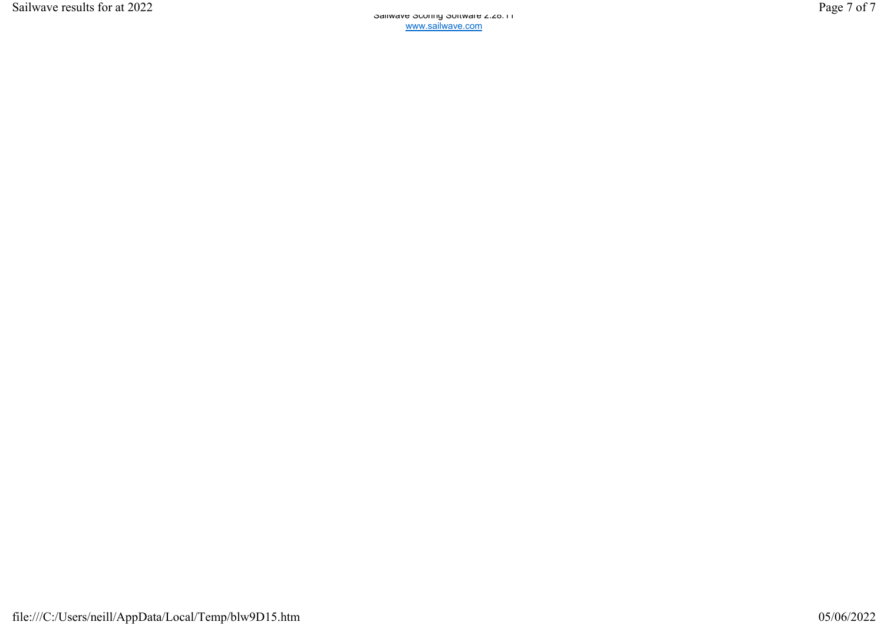Sailwave Scoring Software 2.28.11
www.sailwave.com